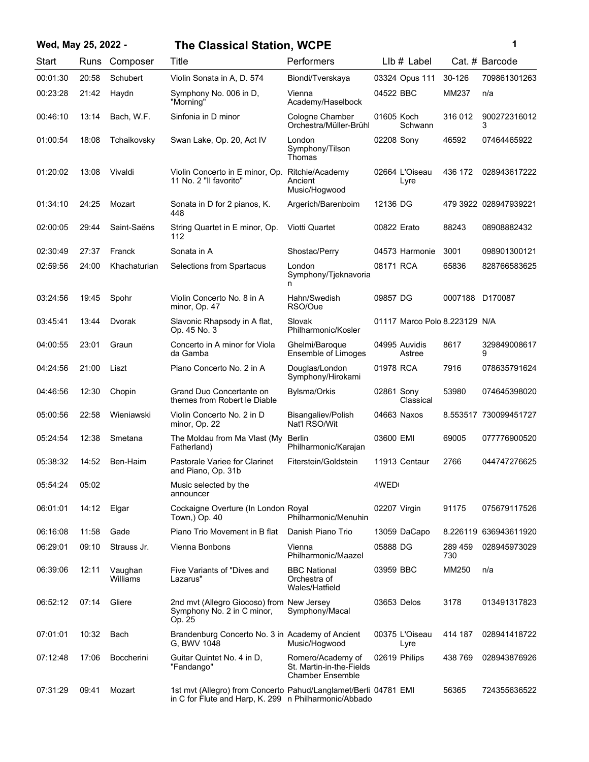# Wed, May 25, 2022 - The Classical Station, WCPE

| Start | Runs | Composer | Title | Performers | LIb # | Label | Cat. # | Barcode |
|---|---|---|---|---|---|---|---|---|
| 00:01:30 | 20:58 | Schubert | Violin Sonata in A, D. 574 | Biondi/Tverskaya | 03324 | Opus 111 | 30-126 | 709861301263 |
| 00:23:28 | 21:42 | Haydn | Symphony No. 006 in D, "Morning" | Vienna Academy/Haselbock | 04522 | BBC | MM237 | n/a |
| 00:46:10 | 13:14 | Bach, W.F. | Sinfonia in D minor | Cologne Chamber Orchestra/Müller-Brühl | 01605 | Koch Schwann | 316 012 | 9002723160123 |
| 01:00:54 | 18:08 | Tchaikovsky | Swan Lake, Op. 20, Act IV | London Symphony/Tilson Thomas | 02208 | Sony | 46592 | 07464465922 |
| 01:20:02 | 13:08 | Vivaldi | Violin Concerto in E minor, Op. 11 No. 2 "Il favorito" | Ritchie/Academy Ancient Music/Hogwood | 02664 | L'Oiseau Lyre | 436 172 | 028943617222 |
| 01:34:10 | 24:25 | Mozart | Sonata in D for 2 pianos, K. 448 | Argerich/Barenboim | 12136 | DG | 479 3922 | 028947939221 |
| 02:00:05 | 29:44 | Saint-Saëns | String Quartet in E minor, Op. 112 | Viotti Quartet | 00822 | Erato | 88243 | 08908882432 |
| 02:30:49 | 27:37 | Franck | Sonata in A | Shostac/Perry | 04573 | Harmonie | 3001 | 098901300121 |
| 02:59:56 | 24:00 | Khachaturian | Selections from Spartacus | London Symphony/Tjeknavorian | 08171 | RCA | 65836 | 828766583625 |
| 03:24:56 | 19:45 | Spohr | Violin Concerto No. 8 in A minor, Op. 47 | Hahn/Swedish RSO/Oue | 09857 | DG | 0007188 | D170087 |
| 03:45:41 | 13:44 | Dvorak | Slavonic Rhapsody in A flat, Op. 45 No. 3 | Slovak Philharmonic/Kosler | 01117 | Marco Polo | 8.223129 | N/A |
| 04:00:55 | 23:01 | Graun | Concerto in A minor for Viola da Gamba | Ghelmi/Baroque Ensemble of Limoges | 04995 | Auvidis Astree | 8617 | 3298490086179 |
| 04:24:56 | 21:00 | Liszt | Piano Concerto No. 2 in A | Douglas/London Symphony/Hirokami | 01978 | RCA | 7916 | 078635791624 |
| 04:46:56 | 12:30 | Chopin | Grand Duo Concertante on themes from Robert le Diable | Bylsma/Orkis | 02861 | Sony Classical | 53980 | 074645398020 |
| 05:00:56 | 22:58 | Wieniawski | Violin Concerto No. 2 in D minor, Op. 22 | Bisangaliev/Polish Nat'l RSO/Wit | 04663 | Naxos | 8.553517 | 730099451727 |
| 05:24:54 | 12:38 | Smetana | The Moldau from Ma Vlast (My Fatherland) | Berlin Philharmonic/Karajan | 03600 | EMI | 69005 | 077776900520 |
| 05:38:32 | 14:52 | Ben-Haim | Pastorale Variee for Clarinet and Piano, Op. 31b | Fiterstein/Goldstein | 11913 | Centaur | 2766 | 044747276625 |
| 05:54:24 | 05:02 | | Music selected by the announcer | | 4WED | | | |
| 06:01:01 | 14:12 | Elgar | Cockaigne Overture (In London Town,) Op. 40 | Royal Philharmonic/Menuhin | 02207 | Virgin | 91175 | 075679117526 |
| 06:16:08 | 11:58 | Gade | Piano Trio Movement in B flat | Danish Piano Trio | 13059 | DaCapo | 8.226119 | 636943611920 |
| 06:29:01 | 09:10 | Strauss Jr. | Vienna Bonbons | Vienna Philharmonic/Maazel | 05888 | DG | 289 459 730 | 028945973029 |
| 06:39:06 | 12:11 | Vaughan Williams | Five Variants of "Dives and Lazarus" | BBC National Orchestra of Wales/Hatfield | 03959 | BBC | MM250 | n/a |
| 06:52:12 | 07:14 | Gliere | 2nd mvt (Allegro Giocoso) from Symphony No. 2 in C minor, Op. 25 | New Jersey Symphony/Macal | 03653 | Delos | 3178 | 013491317823 |
| 07:01:01 | 10:32 | Bach | Brandenburg Concerto No. 3 in G, BWV 1048 | Academy of Ancient Music/Hogwood | 00375 | L'Oiseau Lyre | 414 187 | 028941418722 |
| 07:12:48 | 17:06 | Boccherini | Guitar Quintet No. 4 in D, "Fandango" | Romero/Academy of St. Martin-in-the-Fields Chamber Ensemble | 02619 | Philips | 438 769 | 028943876926 |
| 07:31:29 | 09:41 | Mozart | 1st mvt (Allegro) from Concerto in C for Flute and Harp, K. 299 | Pahud/Langlamet/Berlin Philharmonic/Abbado | 04781 | EMI | 56365 | 724355636522 |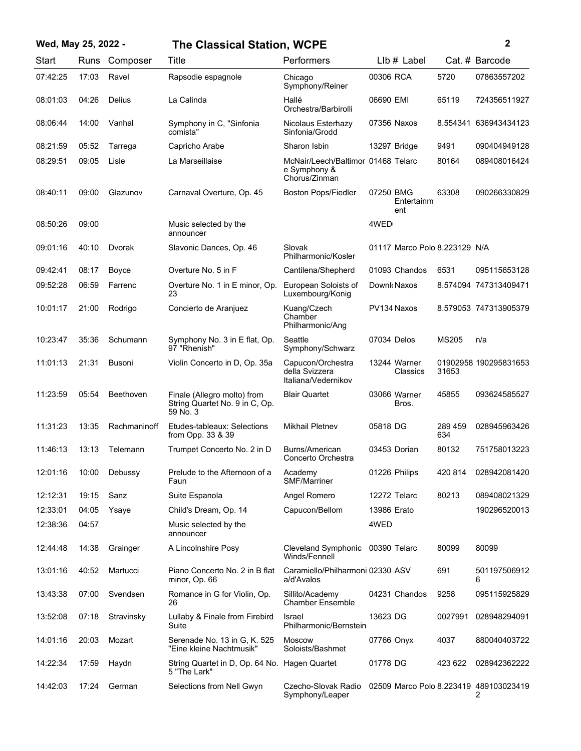**Wed, May 25, 2022 -** **The Classical Station, WCPE**

| Start | Runs | Composer | Title | Performers | Llb # | Label | Cat. # | Barcode |
|---|---|---|---|---|---|---|---|---|
| 07:42:25 | 17:03 | Ravel | Rapsodie espagnole | Chicago Symphony/Reiner | 00306 | RCA | 5720 | 07863557202 |
| 08:01:03 | 04:26 | Delius | La Calinda | Hallé Orchestra/Barbirolli | 06690 | EMI | 65119 | 724356511927 |
| 08:06:44 | 14:00 | Vanhal | Symphony in C, "Sinfonia comista" | Nicolaus Esterhazy Sinfonia/Grodd | 07356 | Naxos | 8.554341 | 636943434123 |
| 08:21:59 | 05:52 | Tarrega | Capricho Arabe | Sharon Isbin | 13297 | Bridge | 9491 | 090404949128 |
| 08:29:51 | 09:05 | Lisle | La Marseillaise | McNair/Leech/Baltimore Symphony & Chorus/Zinman | 01468 | Telarc | 80164 | 089408016424 |
| 08:40:11 | 09:00 | Glazunov | Carnaval Overture, Op. 45 | Boston Pops/Fiedler | 07250 | BMG Entertainment | 63308 | 090266330829 |
| 08:50:26 | 09:00 | | Music selected by the announcer | | 4WED | | | |
| 09:01:16 | 40:10 | Dvorak | Slavonic Dances, Op. 46 | Slovak Philharmonic/Kosler | 01117 | Marco Polo | 8.223129 | N/A |
| 09:42:41 | 08:17 | Boyce | Overture No. 5 in F | Cantilena/Shepherd | 01093 | Chandos | 6531 | 095115653128 |
| 09:52:28 | 06:59 | Farrenc | Overture No. 1 in E minor, Op. 23 | European Soloists of Luxembourg/Konig | Downl | Naxos | 8.574094 | 747313409471 |
| 10:01:17 | 21:00 | Rodrigo | Concierto de Aranjuez | Kuang/Czech Chamber Philharmonic/Ang | PV134 | Naxos | 8.579053 | 747313905379 |
| 10:23:47 | 35:36 | Schumann | Symphony No. 3 in E flat, Op. 97 "Rhenish" | Seattle Symphony/Schwarz | 07034 | Delos | MS205 | n/a |
| 11:01:13 | 21:31 | Busoni | Violin Concerto in D, Op. 35a | Capucon/Orchestra della Svizzera Italiana/Vedernikov | 13244 | Warner Classics | 0190295831653 | 190295831653 |
| 11:23:59 | 05:54 | Beethoven | Finale (Allegro molto) from String Quartet No. 9 in C, Op. 59 No. 3 | Blair Quartet | 03066 | Warner Bros. | 45855 | 093624585527 |
| 11:31:23 | 13:35 | Rachmaninoff | Etudes-tableaux: Selections from Opp. 33 & 39 | Mikhail Pletnev | 05818 | DG | 289 459 634 | 028945963426 |
| 11:46:13 | 13:13 | Telemann | Trumpet Concerto No. 2 in D | Burns/American Concerto Orchestra | 03453 | Dorian | 80132 | 751758013223 |
| 12:01:16 | 10:00 | Debussy | Prelude to the Afternoon of a Faun | Academy SMF/Marriner | 01226 | Philips | 420 814 | 028942081420 |
| 12:12:31 | 19:15 | Sanz | Suite Espanola | Angel Romero | 12272 | Telarc | 80213 | 089408021329 |
| 12:33:01 | 04:05 | Ysaye | Child's Dream, Op. 14 | Capucon/Bellom | 13986 | Erato | | 190296520013 |
| 12:38:36 | 04:57 | | Music selected by the announcer | | 4WED | | | |
| 12:44:48 | 14:38 | Grainger | A Lincolnshire Posy | Cleveland Symphonic Winds/Fennell | 00390 | Telarc | 80099 | 80099 |
| 13:01:16 | 40:52 | Martucci | Piano Concerto No. 2 in B flat minor, Op. 66 | Caramiello/Philharmonia/d'Avalos | 02330 | ASV | 691 | 5011975069126 |
| 13:43:38 | 07:00 | Svendsen | Romance in G for Violin, Op. 26 | Sillito/Academy Chamber Ensemble | 04231 | Chandos | 9258 | 095115925829 |
| 13:52:08 | 07:18 | Stravinsky | Lullaby & Finale from Firebird Suite | Israel Philharmonic/Bernstein | 13623 | DG | 0027991 | 028948294091 |
| 14:01:16 | 20:03 | Mozart | Serenade No. 13 in G, K. 525 "Eine kleine Nachtmusik" | Moscow Soloists/Bashmet | 07766 | Onyx | 4037 | 880040403722 |
| 14:22:34 | 17:59 | Haydn | String Quartet in D, Op. 64 No. 5 "The Lark" | Hagen Quartet | 01778 | DG | 423 622 | 028942362222 |
| 14:42:03 | 17:24 | German | Selections from Nell Gwyn | Czecho-Slovak Radio Symphony/Leaper | 02509 | Marco Polo | 8.223419 | 4891030234192 |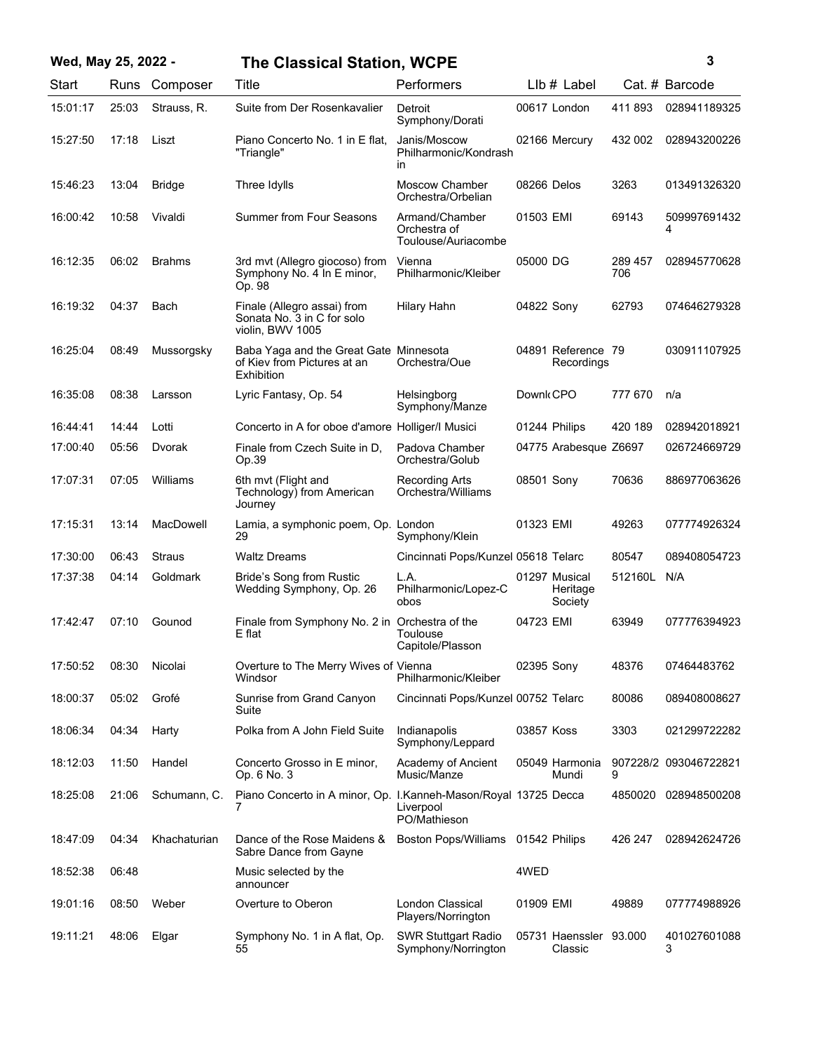| Start | Runs | Composer | Title | Performers | LIb # | Label | Cat. # | Barcode |
|---|---|---|---|---|---|---|---|---|
| 15:01:17 | 25:03 | Strauss, R. | Suite from Der Rosenkavalier | Detroit Symphony/Dorati | 00617 | London | 411 893 | 028941189325 |
| 15:27:50 | 17:18 | Liszt | Piano Concerto No. 1 in E flat, "Triangle" | Janis/Moscow Philharmonic/Kondrashin | 02166 | Mercury | 432 002 | 028943200226 |
| 15:46:23 | 13:04 | Bridge | Three Idylls | Moscow Chamber Orchestra/Orbelian | 08266 | Delos | 3263 | 013491326320 |
| 16:00:42 | 10:58 | Vivaldi | Summer from Four Seasons | Armand/Chamber Orchestra of Toulouse/Auriacombe | 01503 | EMI | 69143 | 5099976914324 |
| 16:12:35 | 06:02 | Brahms | 3rd mvt (Allegro giocoso) from Symphony No. 4 In E minor, Op. 98 | Vienna Philharmonic/Kleiber | 05000 | DG | 289 457 706 | 028945770628 |
| 16:19:32 | 04:37 | Bach | Finale (Allegro assai) from Sonata No. 3 in C for solo violin, BWV 1005 | Hilary Hahn | 04822 | Sony | 62793 | 074646279328 |
| 16:25:04 | 08:49 | Mussorgsky | Baba Yaga and the Great Gate of Kiev from Pictures at an Exhibition | Minnesota Orchestra/Oue | 04891 | Reference Recordings | 79 | 030911107925 |
| 16:35:08 | 08:38 | Larsson | Lyric Fantasy, Op. 54 | Helsingborg Symphony/Manze | Downl( | CPO | 777 670 | n/a |
| 16:44:41 | 14:44 | Lotti | Concerto in A for oboe d'amore | Holliger/I Musici | 01244 | Philips | 420 189 | 028942018921 |
| 17:00:40 | 05:56 | Dvorak | Finale from Czech Suite in D, Op.39 | Padova Chamber Orchestra/Golub | 04775 | Arabesque | Z6697 | 026724669729 |
| 17:07:31 | 07:05 | Williams | 6th mvt (Flight and Technology) from American Journey | Recording Arts Orchestra/Williams | 08501 | Sony | 70636 | 886977063626 |
| 17:15:31 | 13:14 | MacDowell | Lamia, a symphonic poem, Op. 29 | London Symphony/Klein | 01323 | EMI | 49263 | 077774926324 |
| 17:30:00 | 06:43 | Straus | Waltz Dreams | Cincinnati Pops/Kunzel | 05618 | Telarc | 80547 | 089408054723 |
| 17:37:38 | 04:14 | Goldmark | Bride's Song from Rustic Wedding Symphony, Op. 26 | L.A. Philharmonic/Lopez-Cobos | 01297 | Musical Heritage Society | 512160L | N/A |
| 17:42:47 | 07:10 | Gounod | Finale from Symphony No. 2 in E flat | Orchestra of the Toulouse Capitole/Plasson | 04723 | EMI | 63949 | 077776394923 |
| 17:50:52 | 08:30 | Nicolai | Overture to The Merry Wives of Windsor | Vienna Philharmonic/Kleiber | 02395 | Sony | 48376 | 07464483762 |
| 18:00:37 | 05:02 | Grofé | Sunrise from Grand Canyon Suite | Cincinnati Pops/Kunzel | 00752 | Telarc | 80086 | 089408008627 |
| 18:06:34 | 04:34 | Harty | Polka from A John Field Suite | Indianapolis Symphony/Leppard | 03857 | Koss | 3303 | 021299722282 |
| 18:12:03 | 11:50 | Handel | Concerto Grosso in E minor, Op. 6 No. 3 | Academy of Ancient Music/Manze | 05049 | Harmonia Mundi | 907228/29 | 093046722821 |
| 18:25:08 | 21:06 | Schumann, C. | Piano Concerto in A minor, Op. 7 | I.Kanneh-Mason/Royal Liverpool PO/Mathieson | 13725 | Decca | 4850020 | 028948500208 |
| 18:47:09 | 04:34 | Khachaturian | Dance of the Rose Maidens & Sabre Dance from Gayne | Boston Pops/Williams | 01542 | Philips | 426 247 | 028942624726 |
| 18:52:38 | 06:48 | | Music selected by the announcer | | 4WED | | | |
| 19:01:16 | 08:50 | Weber | Overture to Oberon | London Classical Players/Norrington | 01909 | EMI | 49889 | 077774988926 |
| 19:11:21 | 48:06 | Elgar | Symphony No. 1 in A flat, Op. 55 | SWR Stuttgart Radio Symphony/Norrington | 05731 | Haenssler Classic | 93.000 | 4010276010883 |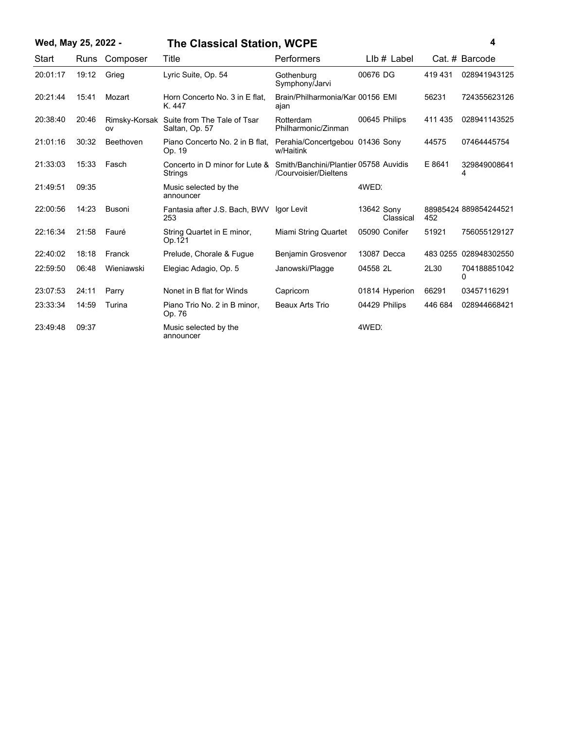**Wed, May 25, 2022 -** **The Classical Station, WCPE**

| Start | Runs | Composer | Title | Performers | LIb # | Label | Cat. # | Barcode |
|---|---|---|---|---|---|---|---|---|
| 20:01:17 | 19:12 | Grieg | Lyric Suite, Op. 54 | Gothenburg Symphony/Jarvi | 00676 | DG | 419 431 | 028941943125 |
| 20:21:44 | 15:41 | Mozart | Horn Concerto No. 3 in E flat, K. 447 | Brain/Philharmonia/Karajan | 00156 | EMI | 56231 | 724355623126 |
| 20:38:40 | 20:46 | Rimsky-Korsakov | Suite from The Tale of Tsar Saltan, Op. 57 | Rotterdam Philharmonic/Zinman | 00645 | Philips | 411 435 | 028941143525 |
| 21:01:16 | 30:32 | Beethoven | Piano Concerto No. 2 in B flat, Op. 19 | Perahia/Concertgebouw/Haitink | 01436 | Sony | 44575 | 07464445754 |
| 21:33:03 | 15:33 | Fasch | Concerto in D minor for Lute & Strings | Smith/Banchini/Plantier/Courvoisier/Dieltens | 05758 | Auvidis | E 8641 | 3298490086414 |
| 21:49:51 | 09:35 | | Music selected by the announcer | | 4WED: | | | |
| 22:00:56 | 14:23 | Busoni | Fantasia after J.S. Bach, BWV 253 | Igor Levit | 13642 | Sony Classical | 88985424452 | 889854244521 |
| 22:16:34 | 21:58 | Fauré | String Quartet in E minor, Op.121 | Miami String Quartet | 05090 | Conifer | 51921 | 756055129127 |
| 22:40:02 | 18:18 | Franck | Prelude, Chorale & Fugue | Benjamin Grosvenor | 13087 | Decca | 483 0255 | 028948302550 |
| 22:59:50 | 06:48 | Wieniawski | Elegiac Adagio, Op. 5 | Janowski/Plagge | 04558 | 2L | 2L30 | 7041888510420 |
| 23:07:53 | 24:11 | Parry | Nonet in B flat for Winds | Capricorn | 01814 | Hyperion | 66291 | 03457116291 |
| 23:33:34 | 14:59 | Turina | Piano Trio No. 2 in B minor, Op. 76 | Beaux Arts Trio | 04429 | Philips | 446 684 | 028944668421 |
| 23:49:48 | 09:37 | | Music selected by the announcer | | 4WED: | | | |